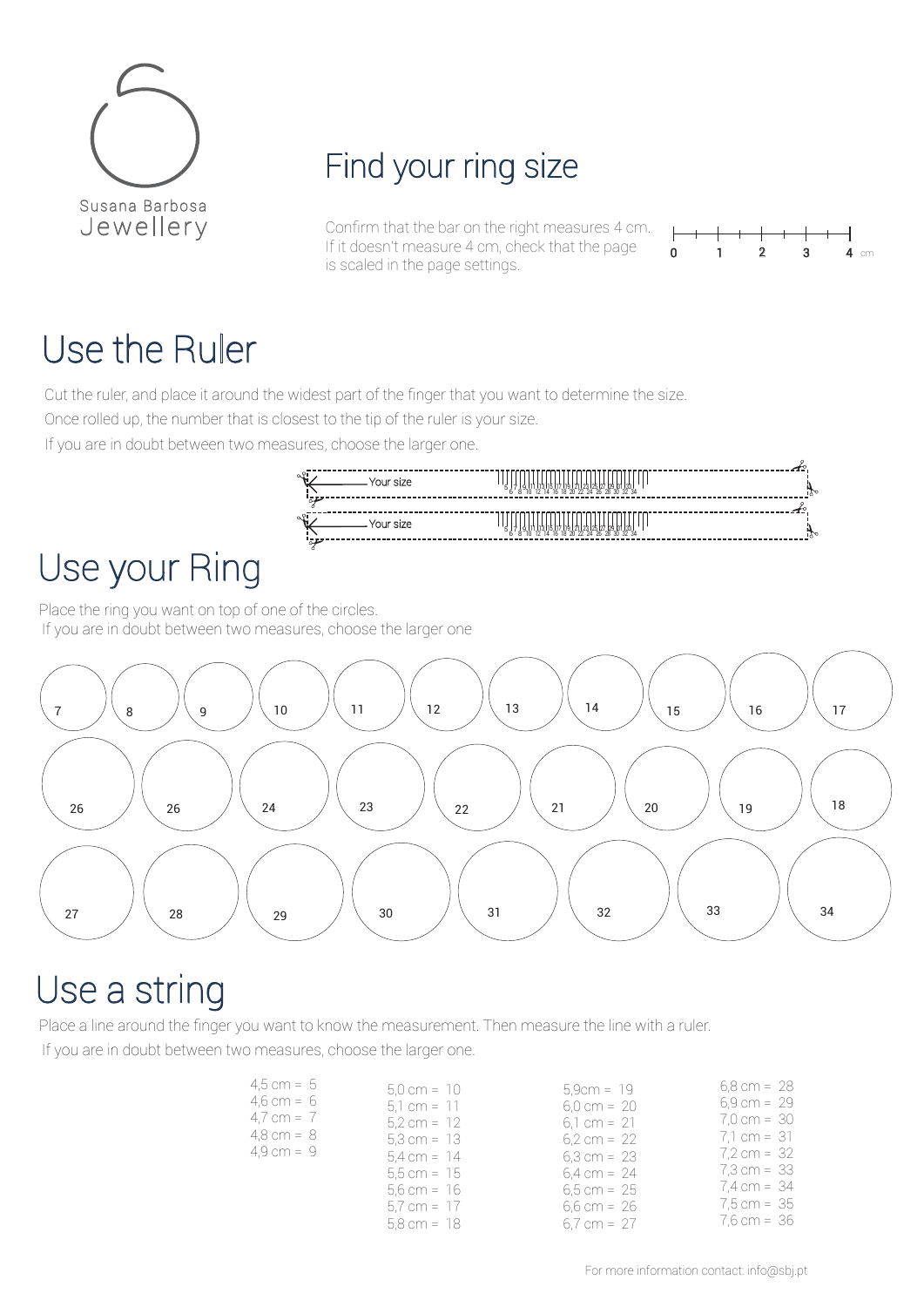Susana Barbosa
Jewellery

# Find your ring size

Confirm that the bar on the right measures 4 cm.
If it doesn't measure 4 cm, check that the page is scaled in the page settings.

0 1 2 3 4 cm

## Use the Ruler

Cut the ruler, and place it around the widest part of the finger that you want to determine the size.

Once rolled up, the number that is closest to the tip of the ruler is your size.

If you are in doubt between two measures, choose the larger one.

Your size

5 6 7 8 9 10 11 12 13 14 15 16 17 18 19 20 21 22 23 24 25 26 27 28 29 30 31 32 33 34

Your size

5 6 7 8 9 10 11 12 13 14 15 16 17 18 19 20 21 22 23 24 25 26 27 28 29 30 31 32 33 34

## Use your Ring

Place the ring you want on top of one of the circles.
If you are in doubt between two measures, choose the larger one

7 8 9 10 11 12 13 14 15 16 17

26 26 24 23 22 21 20 19 18

27 28 29 30 31 32 33 34

## Use a string

Place a line around the finger you want to know the measurement. Then measure the line with a ruler.

If you are in doubt between two measures, choose the larger one.

4,5 cm = 5
4,6 cm = 6
4,7 cm = 7
4,8 cm = 8
4,9 cm = 9

5,0 cm = 10
5,1 cm = 11
5,2 cm = 12
5,3 cm = 13
5,4 cm = 14
5,5 cm = 15
5,6 cm = 16
5,7 cm = 17
5,8 cm = 18

5,9cm = 19
6,0 cm = 20
6,1 cm = 21
6,2 cm = 22
6,3 cm = 23
6,4 cm = 24
6,5 cm = 25
6,6 cm = 26
6,7 cm = 27

6,8 cm = 28
6,9 cm = 29
7,0 cm = 30
7,1 cm = 31
7,2 cm = 32
7,3 cm = 33
7,4 cm = 34
7,5 cm = 35
7,6 cm = 36

For more information contact: info@sbj.pt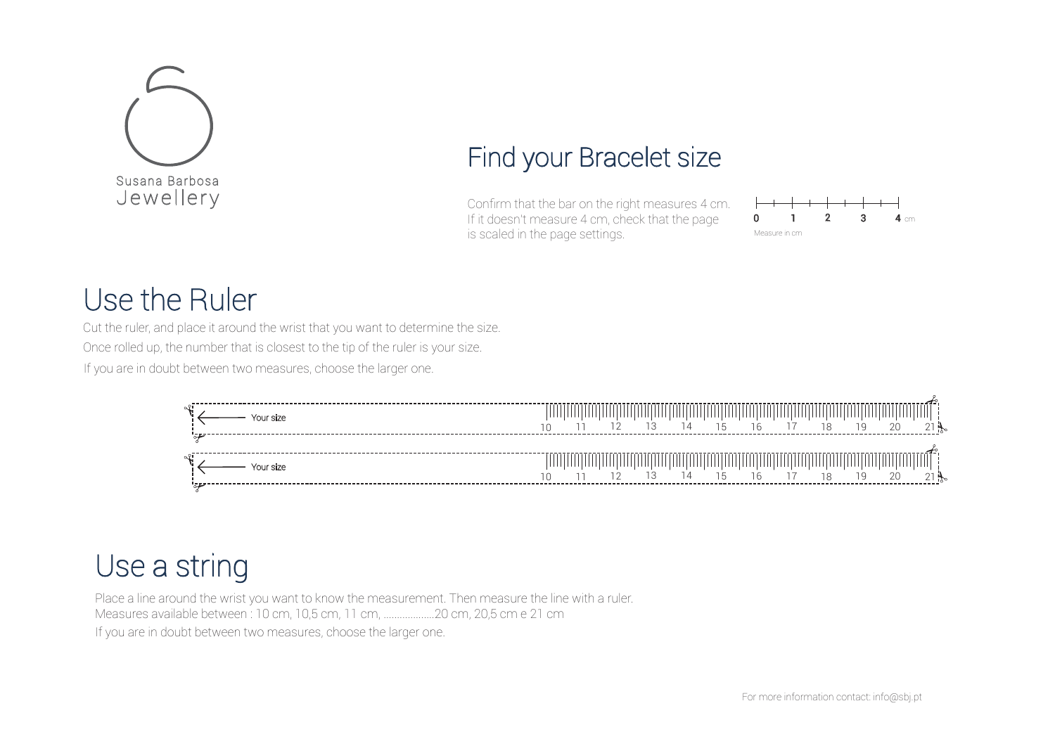Susana Barbosa
Jewellery

# Find your Bracelet size

Confirm that the bar on the right measures 4 cm. If it doesn't measure 4 cm, check that the page is scaled in the page settings.

0 1 2 3 4 cm
Measure in cm

# Use the Ruler

Cut the ruler, and place it around the wrist that you want to determine the size.

Once rolled up, the number that is closest to the tip of the ruler is your size.

If you are in doubt between two measures, choose the larger one.

Your size
10 11 12 13 14 15 16 17 18 19 20 21

Your size
10 11 12 13 14 15 16 17 18 19 20 21

# Use a string

Place a line around the wrist you want to know the measurement. Then measure the line with a ruler.
Measures available between : 10 cm, 10,5 cm, 11 cm, ...................20 cm, 20,5 cm e 21 cm

If you are in doubt between two measures, choose the larger one.

For more information contact: info@sbj.pt